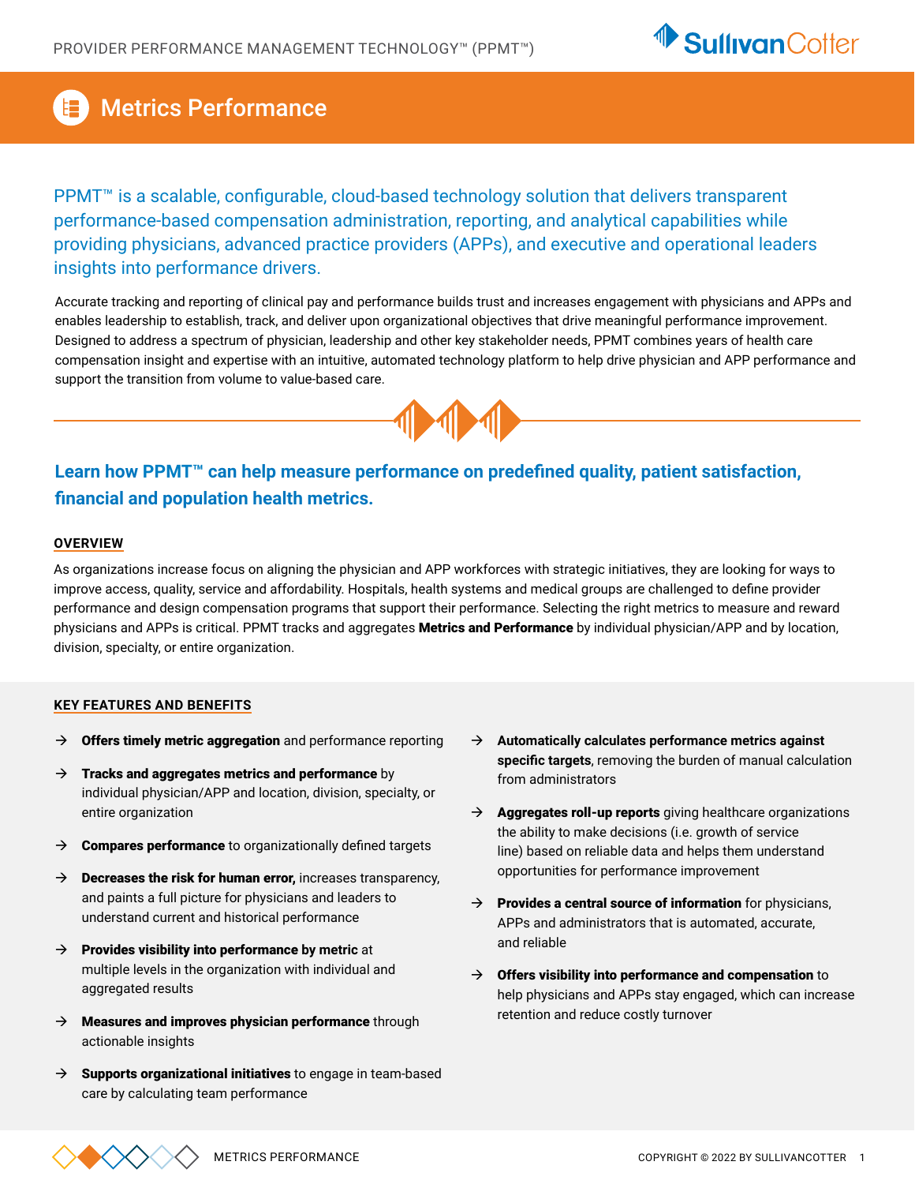# Metrics Performance

PPMT™ is a scalable, configurable, cloud-based technology solution that delivers transparent performance-based compensation administration, reporting, and analytical capabilities while providing physicians, advanced practice providers (APPs), and executive and operational leaders insights into performance drivers.

Accurate tracking and reporting of clinical pay and performance builds trust and increases engagement with physicians and APPs and enables leadership to establish, track, and deliver upon organizational objectives that drive meaningful performance improvement. Designed to address a spectrum of physician, leadership and other key stakeholder needs, PPMT combines years of health care compensation insight and expertise with an intuitive, automated technology platform to help drive physician and APP performance and support the transition from volume to value-based care.

## Learn how PPMT™ can help measure performance on predefined quality, patient satisfaction, financial and population health metrics.

### OVERVIEW

As organizations increase focus on aligning the physician and APP workforces with strategic initiatives, they are looking for ways to improve access, quality, service and affordability. Hospitals, health systems and medical groups are challenged to define provider performance and design compensation programs that support their performance. Selecting the right metrics to measure and reward physicians and APPs is critical. PPMT tracks and aggregates **Metrics and Performance** by individual physician/APP and by location, division, specialty, or entire organization.

### KEY FEATURES AND BENEFITS

- **Offers timely metric aggregation** and performance reporting
- **Tracks and aggregates metrics and performance** by individual physician/APP and location, division, specialty, or entire organization
- **Compares performance** to organizationally defined targets
- **Decreases the risk for human error,** increases transparency, and paints a full picture for physicians and leaders to understand current and historical performance
- **Provides visibility into performance by metric** at multiple levels in the organization with individual and aggregated results
- **Measures and improves physician performance** through actionable insights
- **Supports organizational initiatives** to engage in team-based care by calculating team performance
- **Automatically calculates performance metrics against specific targets**, removing the burden of manual calculation from administrators
- **Aggregates roll-up reports** giving healthcare organizations the ability to make decisions (i.e. growth of service line) based on reliable data and helps them understand opportunities for performance improvement
- **Provides a central source of information** for physicians, APPs and administrators that is automated, accurate, and reliable
- **Offers visibility into performance and compensation** to help physicians and APPs stay engaged, which can increase retention and reduce costly turnover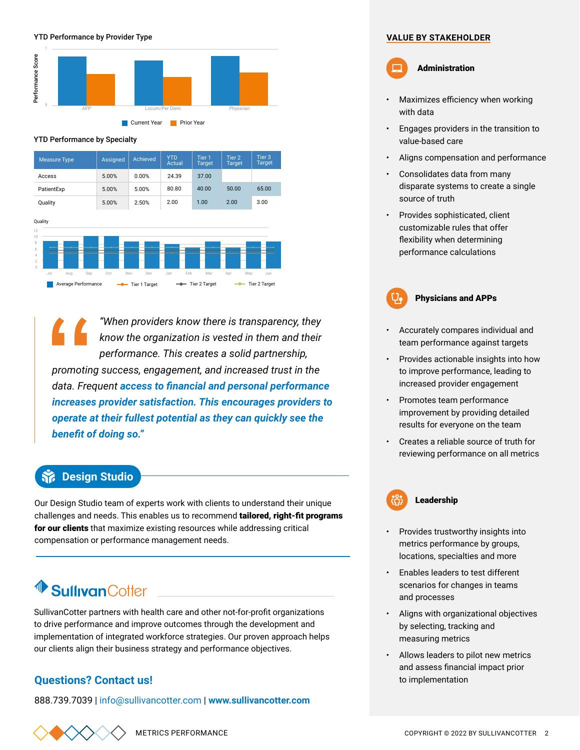### YTD Performance by Provider Type

Performance Score

1

0

APP

Locum/Per Diem

Physician

Current Year
Prior Year

### YTD Performance by Specialty

| Measure Type | Assigned | Achieved | YTD Actual | Tier 1 Target | Tier 2 Target | Tier 3 Target |
|---|---|---|---|---|---|---|
| Access | 5.00% | 0.00% | 24.39 | 37.00 | | |
| PatientExp | 5.00% | 5.00% | 80.80 | 40.00 | 50.00 | 65.00 |
| Quality | 5.00% | 2.50% | 2.00 | 1.00 | 2.00 | 3.00 |

Quality

12
10
8
6
4
2
0

Jul
Aug
Sep
Oct
Nov
Dec
Jan
Feb
Mar
Apr
May
Jun

Average Performance
Tier 1 Target
Tier 2 Target
Tier 2 Target

> *"When providers know there is transparency, they know the organization is vested in them and their performance. This creates a solid partnership, promoting success, engagement, and increased trust in the data. Frequent* ***access to financial and personal performance increases provider satisfaction. This encourages providers to operate at their fullest potential as they can quickly see the benefit of doing so."***

## Design Studio

Our Design Studio team of experts work with clients to understand their unique challenges and needs. This enables us to recommend **tailored, right-fit programs for our clients** that maximize existing resources while addressing critical compensation or performance management needs.

## SullivanCotter

SullivanCotter partners with health care and other not-for-profit organizations to drive performance and improve outcomes through the development and implementation of integrated workforce strategies. Our proven approach helps our clients align their business strategy and performance objectives.

### Questions? Contact us!

888.739.7039 | info@sullivancotter.com | **www.sullivancotter.com**

## VALUE BY STAKEHOLDER

### Administration

- Maximizes efficiency when working with data
- Engages providers in the transition to value-based care
- Aligns compensation and performance
- Consolidates data from many disparate systems to create a single source of truth
- Provides sophisticated, client customizable rules that offer flexibility when determining performance calculations

### Physicians and APPs

- Accurately compares individual and team performance against targets
- Provides actionable insights into how to improve performance, leading to increased provider engagement
- Promotes team performance improvement by providing detailed results for everyone on the team
- Creates a reliable source of truth for reviewing performance on all metrics

### Leadership

- Provides trustworthy insights into metrics performance by groups, locations, specialties and more
- Enables leaders to test different scenarios for changes in teams and processes
- Aligns with organizational objectives by selecting, tracking and measuring metrics
- Allows leaders to pilot new metrics and assess financial impact prior to implementation